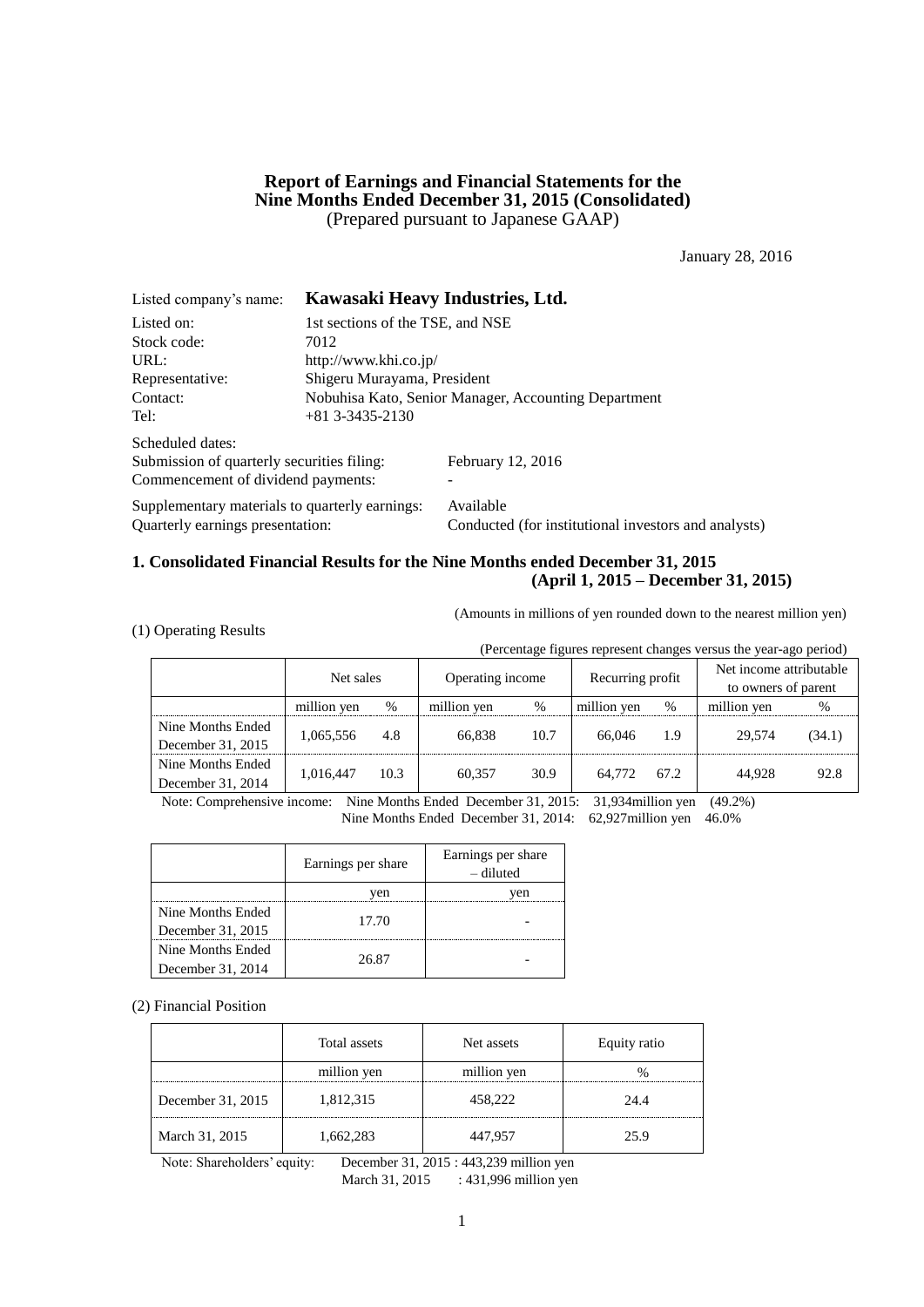# Report of Earnings and Financial Statements for the Nine Months Ended December 31, 2015 (Consolidated)

(Prepared pursuant to Japanese GAAP)

January 28, 2016

Listed company's name: **Kawasaki Heavy Industries, Ltd.**

Listed on: 1st sections of the TSE, and NSE
Stock code: 7012
URL: http://www.khi.co.jp/
Representative: Shigeru Murayama, President
Contact: Nobuhisa Kato, Senior Manager, Accounting Department
Tel: +81 3-3435-2130

Scheduled dates:
Submission of quarterly securities filing: February 12, 2016
Commencement of dividend payments: -

Supplementary materials to quarterly earnings: Available
Quarterly earnings presentation: Conducted (for institutional investors and analysts)

## 1. Consolidated Financial Results for the Nine Months ended December 31, 2015 (April 1, 2015 – December 31, 2015)

(Amounts in millions of yen rounded down to the nearest million yen)

(1) Operating Results

(Percentage figures represent changes versus the year-ago period)

| | Net sales | | Operating income | | Recurring profit | | Net income attributable to owners of parent | |
|---|---|---|---|---|---|---|---|---|
| | million yen | % | million yen | % | million yen | % | million yen | % |
| Nine Months Ended December 31, 2015 | 1,065,556 | 4.8 | 66,838 | 10.7 | 66,046 | 1.9 | 29,574 | (34.1) |
| Nine Months Ended December 31, 2014 | 1,016,447 | 10.3 | 60,357 | 30.9 | 64,772 | 67.2 | 44,928 | 92.8 |

Note: Comprehensive income: Nine Months Ended December 31, 2015: 31,934million yen (49.2%)
Nine Months Ended December 31, 2014: 62,927million yen 46.0%

| | Earnings per share | Earnings per share – diluted |
|---|---|---|
| | yen | yen |
| Nine Months Ended December 31, 2015 | 17.70 | - |
| Nine Months Ended December 31, 2014 | 26.87 | - |

(2) Financial Position

| | Total assets | Net assets | Equity ratio |
|---|---|---|---|
| | million yen | million yen | % |
| December 31, 2015 | 1,812,315 | 458,222 | 24.4 |
| March 31, 2015 | 1,662,283 | 447,957 | 25.9 |

Note: Shareholders' equity: December 31, 2015 : 443,239 million yen
March 31, 2015 : 431,996 million yen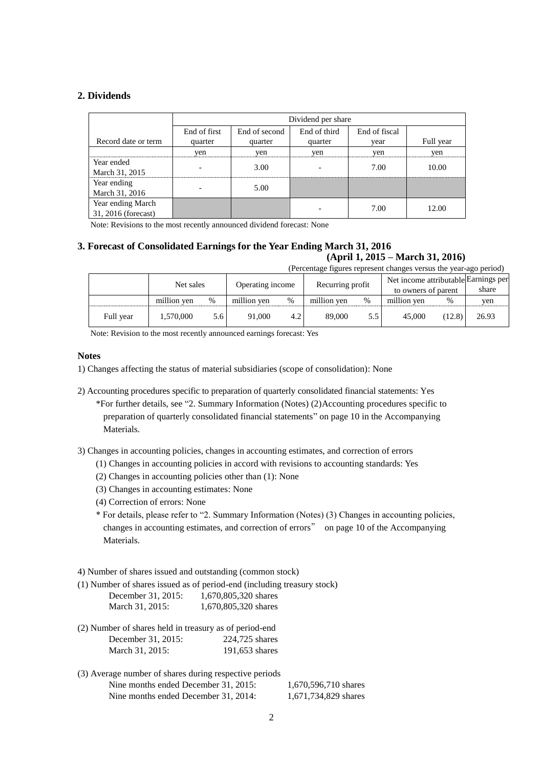## 2. Dividends

| Record date or term | Dividend per share | | | | |
|---|---|---|---|---|---|
| | End of first quarter | End of second quarter | End of third quarter | End of fiscal year | Full year |
| | yen | yen | yen | yen | yen |
| Year ended March 31, 2015 | - | 3.00 | - | 7.00 | 10.00 |
| Year ending March 31, 2016 | - | 5.00 | | | |
| Year ending March 31, 2016 (forecast) | | | - | 7.00 | 12.00 |

Note: Revisions to the most recently announced dividend forecast: None

## 3. Forecast of Consolidated Earnings for the Year Ending March 31, 2016
**(April 1, 2015 – March 31, 2016)**

(Percentage figures represent changes versus the year-ago period)

| | Net sales | | Operating income | | Recurring profit | | Net income attributable to owners of parent | | Earnings per share |
|---|---|---|---|---|---|---|---|---|---|
| | million yen | % | million yen | % | million yen | % | million yen | % | yen |
| Full year | 1,570,000 | 5.6 | 91,000 | 4.2 | 89,000 | 5.5 | 45,000 | (12.8) | 26.93 |

Note: Revision to the most recently announced earnings forecast: Yes

**Notes**

1) Changes affecting the status of material subsidiaries (scope of consolidation): None

2) Accounting procedures specific to preparation of quarterly consolidated financial statements: Yes
*For further details, see "2. Summary Information (Notes) (2)Accounting procedures specific to preparation of quarterly consolidated financial statements" on page 10 in the Accompanying Materials.

3) Changes in accounting policies, changes in accounting estimates, and correction of errors
(1) Changes in accounting policies in accord with revisions to accounting standards: Yes
(2) Changes in accounting policies other than (1): None
(3) Changes in accounting estimates: None
(4) Correction of errors: None
* For details, please refer to "2. Summary Information (Notes) (3) Changes in accounting policies, changes in accounting estimates, and correction of errors" on page 10 of the Accompanying Materials.

4) Number of shares issued and outstanding (common stock)

(1) Number of shares issued as of period-end (including treasury stock)
December 31, 2015: 1,670,805,320 shares
March 31, 2015: 1,670,805,320 shares

(2) Number of shares held in treasury as of period-end
December 31, 2015: 224,725 shares
March 31, 2015: 191,653 shares

(3) Average number of shares during respective periods
Nine months ended December 31, 2015: 1,670,596,710 shares
Nine months ended December 31, 2014: 1,671,734,829 shares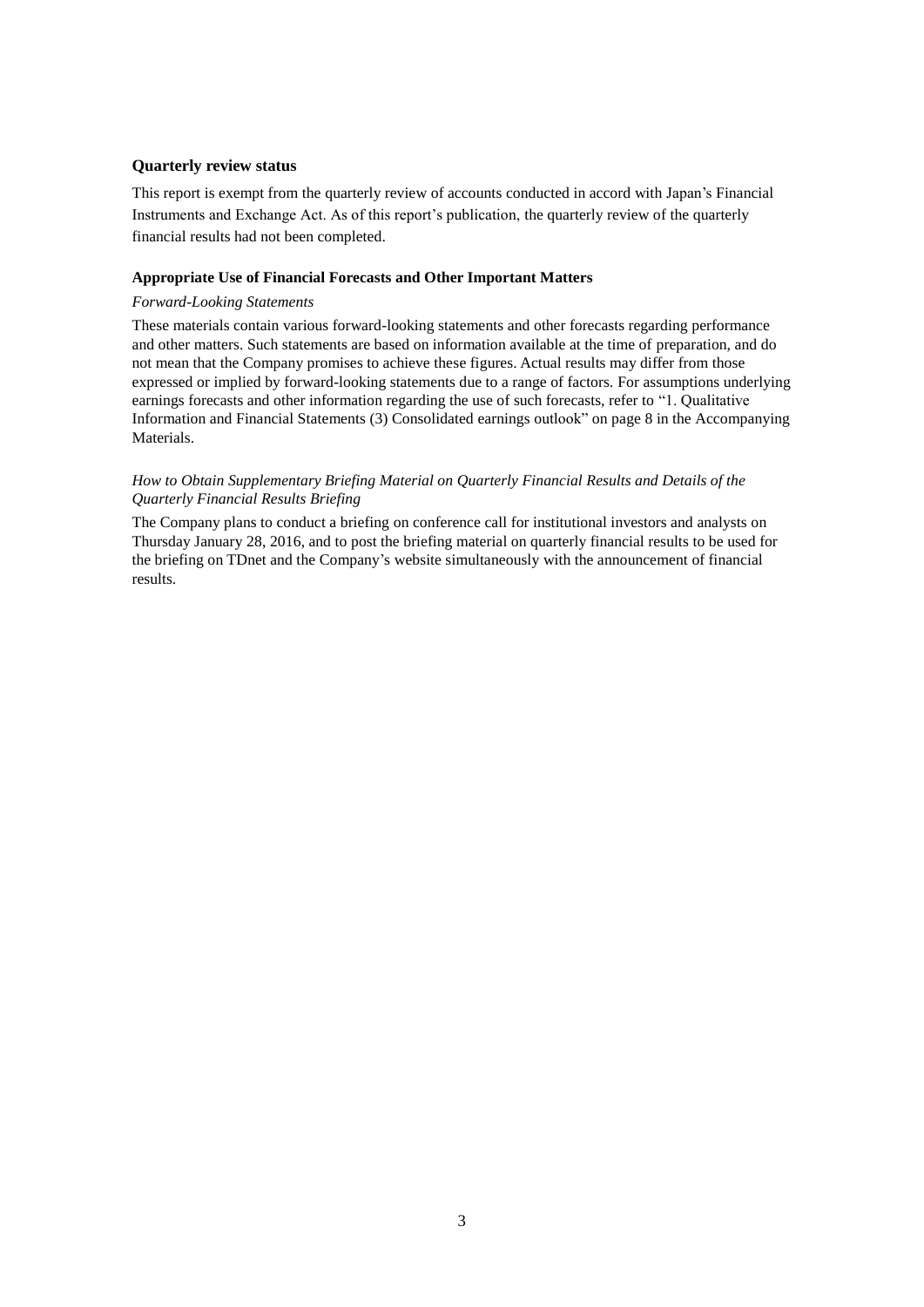**Quarterly review status**

This report is exempt from the quarterly review of accounts conducted in accord with Japan's Financial Instruments and Exchange Act. As of this report's publication, the quarterly review of the quarterly financial results had not been completed.

**Appropriate Use of Financial Forecasts and Other Important Matters**

*Forward-Looking Statements*

These materials contain various forward-looking statements and other forecasts regarding performance and other matters. Such statements are based on information available at the time of preparation, and do not mean that the Company promises to achieve these figures. Actual results may differ from those expressed or implied by forward-looking statements due to a range of factors. For assumptions underlying earnings forecasts and other information regarding the use of such forecasts, refer to "1. Qualitative Information and Financial Statements (3) Consolidated earnings outlook" on page 8 in the Accompanying Materials.

*How to Obtain Supplementary Briefing Material on Quarterly Financial Results and Details of the Quarterly Financial Results Briefing*

The Company plans to conduct a briefing on conference call for institutional investors and analysts on Thursday January 28, 2016, and to post the briefing material on quarterly financial results to be used for the briefing on TDnet and the Company's website simultaneously with the announcement of financial results.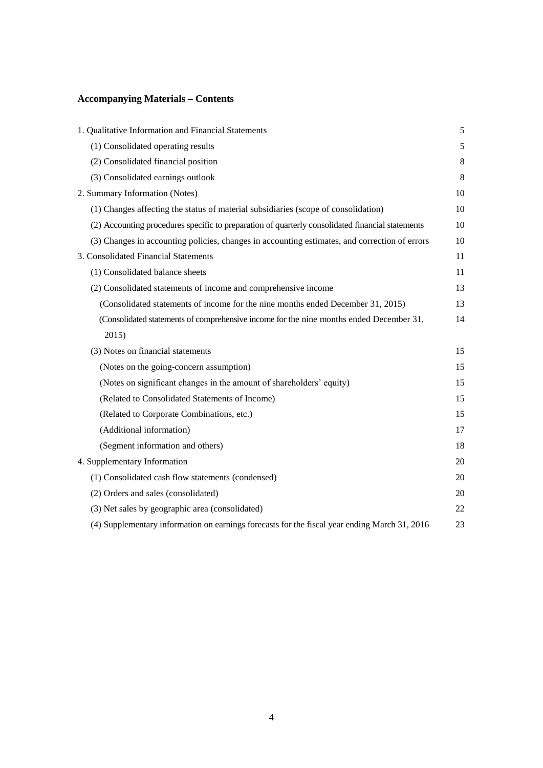## Accompanying Materials – Contents

| | |
|---|---|
| 1. Qualitative Information and Financial Statements | 5 |
| (1) Consolidated operating results | 5 |
| (2) Consolidated financial position | 8 |
| (3) Consolidated earnings outlook | 8 |
| 2. Summary Information (Notes) | 10 |
| (1) Changes affecting the status of material subsidiaries (scope of consolidation) | 10 |
| (2) Accounting procedures specific to preparation of quarterly consolidated financial statements | 10 |
| (3) Changes in accounting policies, changes in accounting estimates, and correction of errors | 10 |
| 3. Consolidated Financial Statements | 11 |
| (1) Consolidated balance sheets | 11 |
| (2) Consolidated statements of income and comprehensive income | 13 |
| (Consolidated statements of income for the nine months ended December 31, 2015) | 13 |
| (Consolidated statements of comprehensive income for the nine months ended December 31, 2015) | 14 |
| (3) Notes on financial statements | 15 |
| (Notes on the going-concern assumption) | 15 |
| (Notes on significant changes in the amount of shareholders' equity) | 15 |
| (Related to Consolidated Statements of Income) | 15 |
| (Related to Corporate Combinations, etc.) | 15 |
| (Additional information) | 17 |
| (Segment information and others) | 18 |
| 4. Supplementary Information | 20 |
| (1) Consolidated cash flow statements (condensed) | 20 |
| (2) Orders and sales (consolidated) | 20 |
| (3) Net sales by geographic area (consolidated) | 22 |
| (4) Supplementary information on earnings forecasts for the fiscal year ending March 31, 2016 | 23 |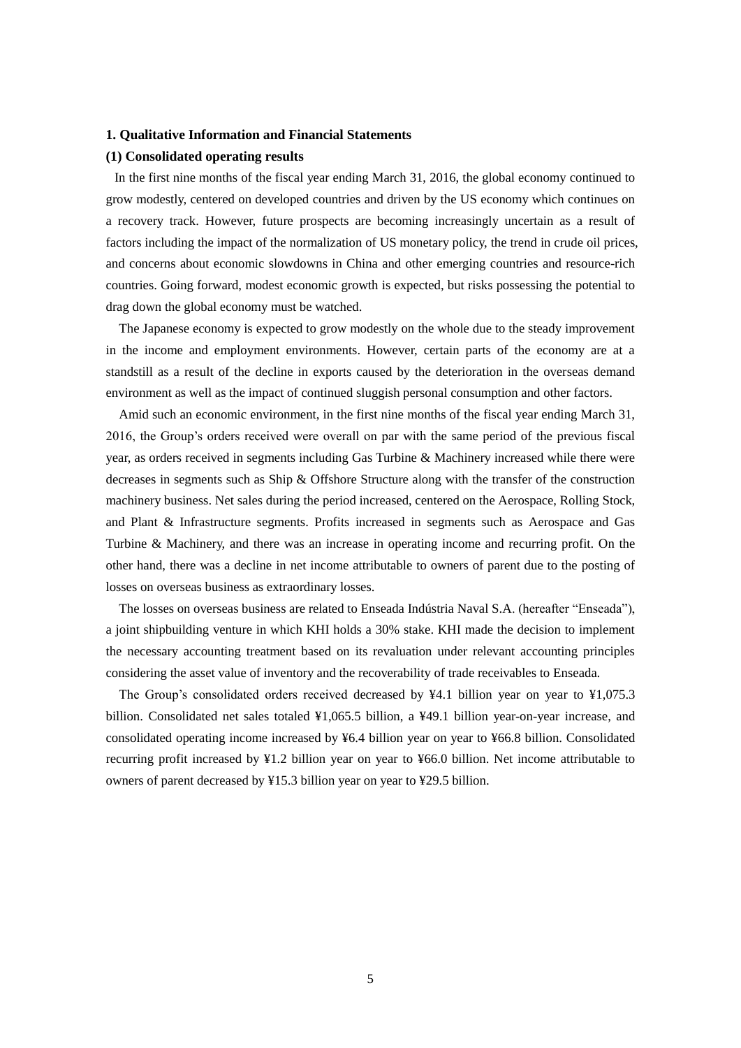## 1. Qualitative Information and Financial Statements

### (1) Consolidated operating results

In the first nine months of the fiscal year ending March 31, 2016, the global economy continued to grow modestly, centered on developed countries and driven by the US economy which continues on a recovery track. However, future prospects are becoming increasingly uncertain as a result of factors including the impact of the normalization of US monetary policy, the trend in crude oil prices, and concerns about economic slowdowns in China and other emerging countries and resource-rich countries. Going forward, modest economic growth is expected, but risks possessing the potential to drag down the global economy must be watched.

The Japanese economy is expected to grow modestly on the whole due to the steady improvement in the income and employment environments. However, certain parts of the economy are at a standstill as a result of the decline in exports caused by the deterioration in the overseas demand environment as well as the impact of continued sluggish personal consumption and other factors.

Amid such an economic environment, in the first nine months of the fiscal year ending March 31, 2016, the Group's orders received were overall on par with the same period of the previous fiscal year, as orders received in segments including Gas Turbine & Machinery increased while there were decreases in segments such as Ship & Offshore Structure along with the transfer of the construction machinery business. Net sales during the period increased, centered on the Aerospace, Rolling Stock, and Plant & Infrastructure segments. Profits increased in segments such as Aerospace and Gas Turbine & Machinery, and there was an increase in operating income and recurring profit. On the other hand, there was a decline in net income attributable to owners of parent due to the posting of losses on overseas business as extraordinary losses.

The losses on overseas business are related to Enseada Indústria Naval S.A. (hereafter "Enseada"), a joint shipbuilding venture in which KHI holds a 30% stake. KHI made the decision to implement the necessary accounting treatment based on its revaluation under relevant accounting principles considering the asset value of inventory and the recoverability of trade receivables to Enseada.

The Group's consolidated orders received decreased by ¥4.1 billion year on year to ¥1,075.3 billion. Consolidated net sales totaled ¥1,065.5 billion, a ¥49.1 billion year-on-year increase, and consolidated operating income increased by ¥6.4 billion year on year to ¥66.8 billion. Consolidated recurring profit increased by ¥1.2 billion year on year to ¥66.0 billion. Net income attributable to owners of parent decreased by ¥15.3 billion year on year to ¥29.5 billion.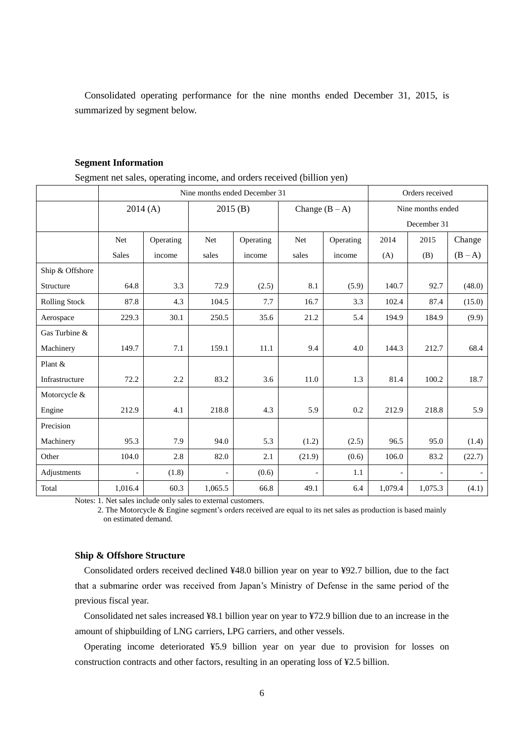Consolidated operating performance for the nine months ended December 31, 2015, is summarized by segment below.

**Segment Information**

Segment net sales, operating income, and orders received (billion yen)

| | Nine months ended December 31 | | | | | | Orders received | | |
|---|---|---|---|---|---|---|---|---|---|
| | 2014 (A) | | 2015 (B) | | Change (B – A) | | Nine months ended December 31 | | |
| | Net Sales | Operating income | Net sales | Operating income | Net sales | Operating income | 2014 (A) | 2015 (B) | Change (B – A) |
| Ship & Offshore Structure | 64.8 | 3.3 | 72.9 | (2.5) | 8.1 | (5.9) | 140.7 | 92.7 | (48.0) |
| Rolling Stock | 87.8 | 4.3 | 104.5 | 7.7 | 16.7 | 3.3 | 102.4 | 87.4 | (15.0) |
| Aerospace | 229.3 | 30.1 | 250.5 | 35.6 | 21.2 | 5.4 | 194.9 | 184.9 | (9.9) |
| Gas Turbine & Machinery | 149.7 | 7.1 | 159.1 | 11.1 | 9.4 | 4.0 | 144.3 | 212.7 | 68.4 |
| Plant & Infrastructure | 72.2 | 2.2 | 83.2 | 3.6 | 11.0 | 1.3 | 81.4 | 100.2 | 18.7 |
| Motorcycle & Engine | 212.9 | 4.1 | 218.8 | 4.3 | 5.9 | 0.2 | 212.9 | 218.8 | 5.9 |
| Precision Machinery | 95.3 | 7.9 | 94.0 | 5.3 | (1.2) | (2.5) | 96.5 | 95.0 | (1.4) |
| Other | 104.0 | 2.8 | 82.0 | 2.1 | (21.9) | (0.6) | 106.0 | 83.2 | (22.7) |
| Adjustments | - | (1.8) | - | (0.6) | - | 1.1 | - | - | - |
| Total | 1,016.4 | 60.3 | 1,065.5 | 66.8 | 49.1 | 6.4 | 1,079.4 | 1,075.3 | (4.1) |

Notes: 1. Net sales include only sales to external customers.

2. The Motorcycle & Engine segment's orders received are equal to its net sales as production is based mainly on estimated demand.

**Ship & Offshore Structure**

Consolidated orders received declined ¥48.0 billion year on year to ¥92.7 billion, due to the fact that a submarine order was received from Japan's Ministry of Defense in the same period of the previous fiscal year.

Consolidated net sales increased ¥8.1 billion year on year to ¥72.9 billion due to an increase in the amount of shipbuilding of LNG carriers, LPG carriers, and other vessels.

Operating income deteriorated ¥5.9 billion year on year due to provision for losses on construction contracts and other factors, resulting in an operating loss of ¥2.5 billion.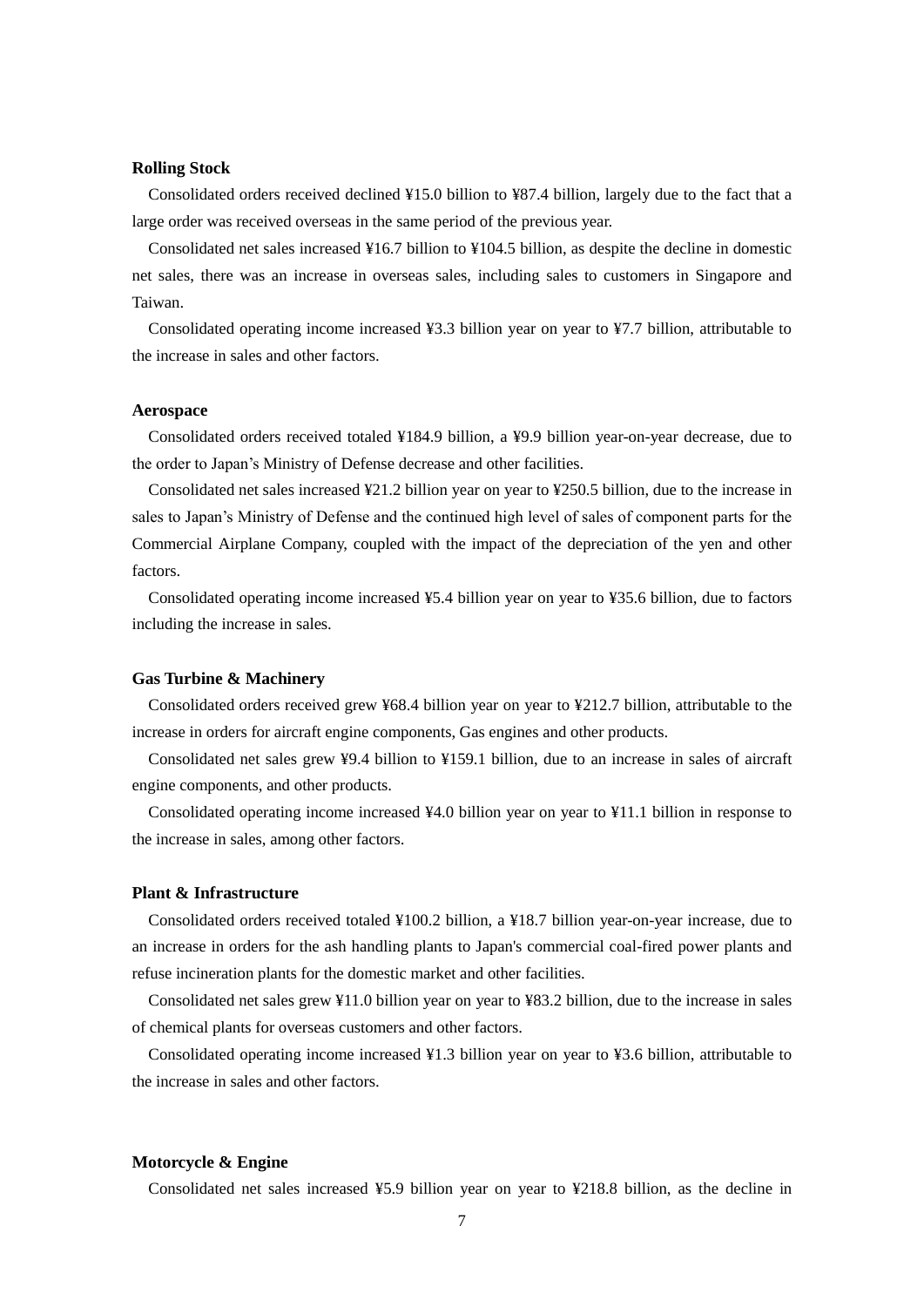**Rolling Stock**

Consolidated orders received declined ¥15.0 billion to ¥87.4 billion, largely due to the fact that a large order was received overseas in the same period of the previous year.

Consolidated net sales increased ¥16.7 billion to ¥104.5 billion, as despite the decline in domestic net sales, there was an increase in overseas sales, including sales to customers in Singapore and Taiwan.

Consolidated operating income increased ¥3.3 billion year on year to ¥7.7 billion, attributable to the increase in sales and other factors.

**Aerospace**

Consolidated orders received totaled ¥184.9 billion, a ¥9.9 billion year-on-year decrease, due to the order to Japan's Ministry of Defense decrease and other facilities.

Consolidated net sales increased ¥21.2 billion year on year to ¥250.5 billion, due to the increase in sales to Japan's Ministry of Defense and the continued high level of sales of component parts for the Commercial Airplane Company, coupled with the impact of the depreciation of the yen and other factors.

Consolidated operating income increased ¥5.4 billion year on year to ¥35.6 billion, due to factors including the increase in sales.

**Gas Turbine & Machinery**

Consolidated orders received grew ¥68.4 billion year on year to ¥212.7 billion, attributable to the increase in orders for aircraft engine components, Gas engines and other products.

Consolidated net sales grew ¥9.4 billion to ¥159.1 billion, due to an increase in sales of aircraft engine components, and other products.

Consolidated operating income increased ¥4.0 billion year on year to ¥11.1 billion in response to the increase in sales, among other factors.

**Plant & Infrastructure**

Consolidated orders received totaled ¥100.2 billion, a ¥18.7 billion year-on-year increase, due to an increase in orders for the ash handling plants to Japan's commercial coal-fired power plants and refuse incineration plants for the domestic market and other facilities.

Consolidated net sales grew ¥11.0 billion year on year to ¥83.2 billion, due to the increase in sales of chemical plants for overseas customers and other factors.

Consolidated operating income increased ¥1.3 billion year on year to ¥3.6 billion, attributable to the increase in sales and other factors.

**Motorcycle & Engine**

Consolidated net sales increased ¥5.9 billion year on year to ¥218.8 billion, as the decline in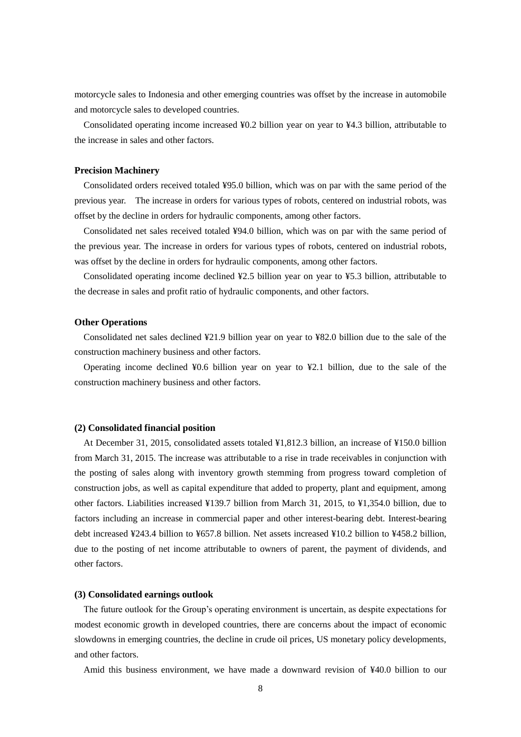motorcycle sales to Indonesia and other emerging countries was offset by the increase in automobile and motorcycle sales to developed countries.

Consolidated operating income increased ¥0.2 billion year on year to ¥4.3 billion, attributable to the increase in sales and other factors.

**Precision Machinery**

Consolidated orders received totaled ¥95.0 billion, which was on par with the same period of the previous year. The increase in orders for various types of robots, centered on industrial robots, was offset by the decline in orders for hydraulic components, among other factors.

Consolidated net sales received totaled ¥94.0 billion, which was on par with the same period of the previous year. The increase in orders for various types of robots, centered on industrial robots, was offset by the decline in orders for hydraulic components, among other factors.

Consolidated operating income declined ¥2.5 billion year on year to ¥5.3 billion, attributable to the decrease in sales and profit ratio of hydraulic components, and other factors.

**Other Operations**

Consolidated net sales declined ¥21.9 billion year on year to ¥82.0 billion due to the sale of the construction machinery business and other factors.

Operating income declined ¥0.6 billion year on year to ¥2.1 billion, due to the sale of the construction machinery business and other factors.

**(2) Consolidated financial position**

At December 31, 2015, consolidated assets totaled ¥1,812.3 billion, an increase of ¥150.0 billion from March 31, 2015. The increase was attributable to a rise in trade receivables in conjunction with the posting of sales along with inventory growth stemming from progress toward completion of construction jobs, as well as capital expenditure that added to property, plant and equipment, among other factors. Liabilities increased ¥139.7 billion from March 31, 2015, to ¥1,354.0 billion, due to factors including an increase in commercial paper and other interest-bearing debt. Interest-bearing debt increased ¥243.4 billion to ¥657.8 billion. Net assets increased ¥10.2 billion to ¥458.2 billion, due to the posting of net income attributable to owners of parent, the payment of dividends, and other factors.

**(3) Consolidated earnings outlook**

The future outlook for the Group's operating environment is uncertain, as despite expectations for modest economic growth in developed countries, there are concerns about the impact of economic slowdowns in emerging countries, the decline in crude oil prices, US monetary policy developments, and other factors.

Amid this business environment, we have made a downward revision of ¥40.0 billion to our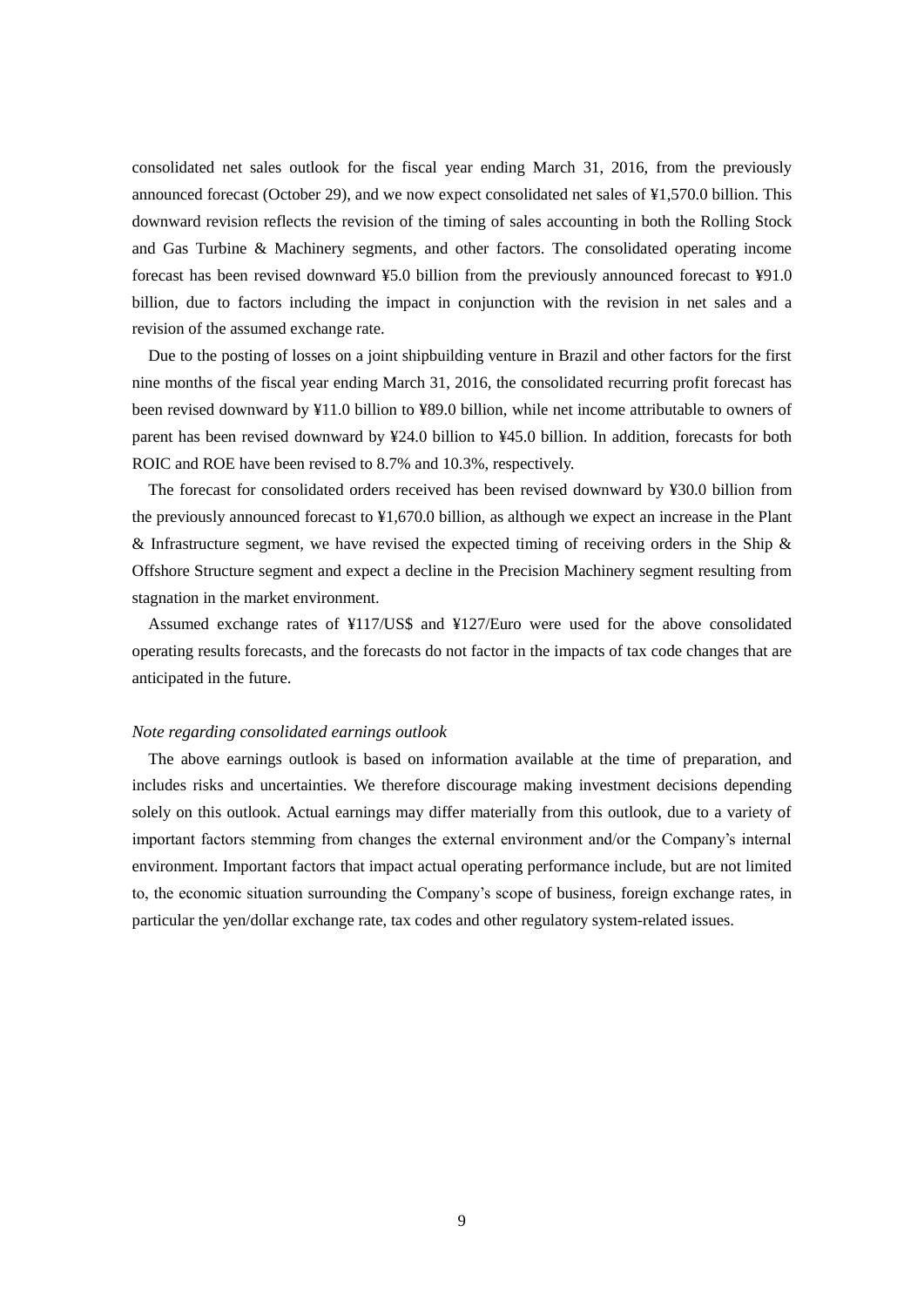consolidated net sales outlook for the fiscal year ending March 31, 2016, from the previously announced forecast (October 29), and we now expect consolidated net sales of ¥1,570.0 billion. This downward revision reflects the revision of the timing of sales accounting in both the Rolling Stock and Gas Turbine & Machinery segments, and other factors. The consolidated operating income forecast has been revised downward ¥5.0 billion from the previously announced forecast to ¥91.0 billion, due to factors including the impact in conjunction with the revision in net sales and a revision of the assumed exchange rate.

Due to the posting of losses on a joint shipbuilding venture in Brazil and other factors for the first nine months of the fiscal year ending March 31, 2016, the consolidated recurring profit forecast has been revised downward by ¥11.0 billion to ¥89.0 billion, while net income attributable to owners of parent has been revised downward by ¥24.0 billion to ¥45.0 billion. In addition, forecasts for both ROIC and ROE have been revised to 8.7% and 10.3%, respectively.

The forecast for consolidated orders received has been revised downward by ¥30.0 billion from the previously announced forecast to ¥1,670.0 billion, as although we expect an increase in the Plant & Infrastructure segment, we have revised the expected timing of receiving orders in the Ship & Offshore Structure segment and expect a decline in the Precision Machinery segment resulting from stagnation in the market environment.

Assumed exchange rates of ¥117/US$ and ¥127/Euro were used for the above consolidated operating results forecasts, and the forecasts do not factor in the impacts of tax code changes that are anticipated in the future.

*Note regarding consolidated earnings outlook*

The above earnings outlook is based on information available at the time of preparation, and includes risks and uncertainties. We therefore discourage making investment decisions depending solely on this outlook. Actual earnings may differ materially from this outlook, due to a variety of important factors stemming from changes the external environment and/or the Company's internal environment. Important factors that impact actual operating performance include, but are not limited to, the economic situation surrounding the Company's scope of business, foreign exchange rates, in particular the yen/dollar exchange rate, tax codes and other regulatory system-related issues.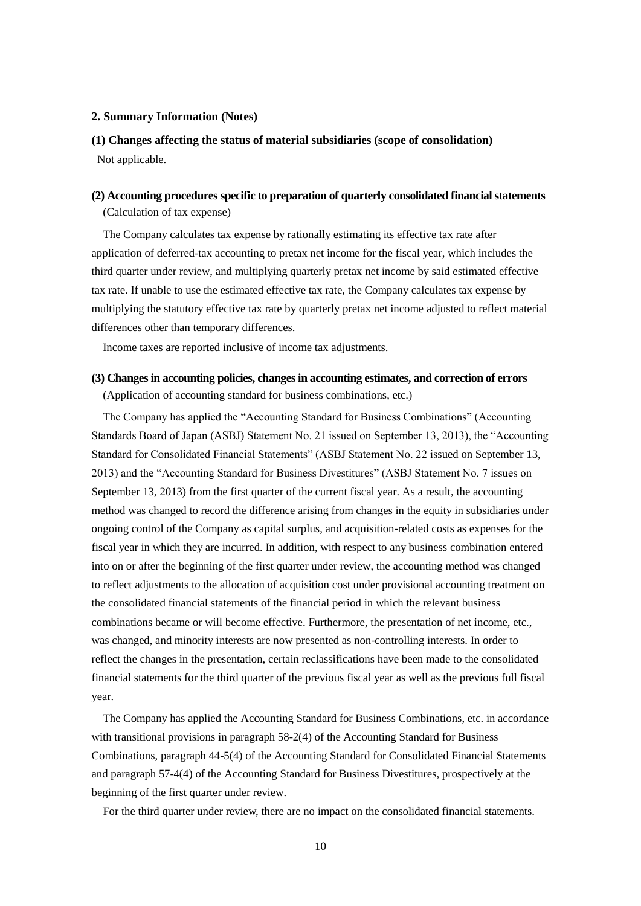## 2. Summary Information (Notes)

### (1) Changes affecting the status of material subsidiaries (scope of consolidation)

Not applicable.

### (2) Accounting procedures specific to preparation of quarterly consolidated financial statements

(Calculation of tax expense)

The Company calculates tax expense by rationally estimating its effective tax rate after application of deferred-tax accounting to pretax net income for the fiscal year, which includes the third quarter under review, and multiplying quarterly pretax net income by said estimated effective tax rate. If unable to use the estimated effective tax rate, the Company calculates tax expense by multiplying the statutory effective tax rate by quarterly pretax net income adjusted to reflect material differences other than temporary differences.

Income taxes are reported inclusive of income tax adjustments.

### (3) Changes in accounting policies, changes in accounting estimates, and correction of errors

(Application of accounting standard for business combinations, etc.)

The Company has applied the "Accounting Standard for Business Combinations" (Accounting Standards Board of Japan (ASBJ) Statement No. 21 issued on September 13, 2013), the "Accounting Standard for Consolidated Financial Statements" (ASBJ Statement No. 22 issued on September 13, 2013) and the "Accounting Standard for Business Divestitures" (ASBJ Statement No. 7 issues on September 13, 2013) from the first quarter of the current fiscal year. As a result, the accounting method was changed to record the difference arising from changes in the equity in subsidiaries under ongoing control of the Company as capital surplus, and acquisition-related costs as expenses for the fiscal year in which they are incurred. In addition, with respect to any business combination entered into on or after the beginning of the first quarter under review, the accounting method was changed to reflect adjustments to the allocation of acquisition cost under provisional accounting treatment on the consolidated financial statements of the financial period in which the relevant business combinations became or will become effective. Furthermore, the presentation of net income, etc., was changed, and minority interests are now presented as non-controlling interests. In order to reflect the changes in the presentation, certain reclassifications have been made to the consolidated financial statements for the third quarter of the previous fiscal year as well as the previous full fiscal year.

The Company has applied the Accounting Standard for Business Combinations, etc. in accordance with transitional provisions in paragraph 58-2(4) of the Accounting Standard for Business Combinations, paragraph 44-5(4) of the Accounting Standard for Consolidated Financial Statements and paragraph 57-4(4) of the Accounting Standard for Business Divestitures, prospectively at the beginning of the first quarter under review.

For the third quarter under review, there are no impact on the consolidated financial statements.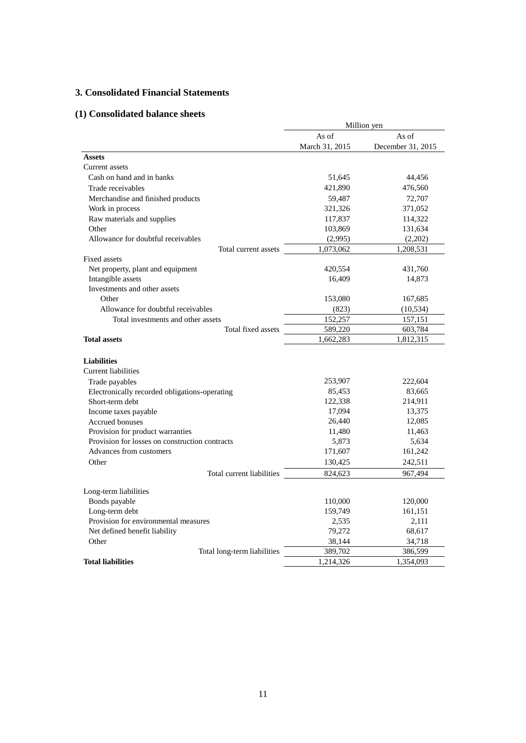## 3. Consolidated Financial Statements

### (1) Consolidated balance sheets

| | Million yen | |
|---|---|---|
| | As of March 31, 2015 | As of December 31, 2015 |
| **Assets** | | |
| Current assets | | |
| Cash on hand and in banks | 51,645 | 44,456 |
| Trade receivables | 421,890 | 476,560 |
| Merchandise and finished products | 59,487 | 72,707 |
| Work in process | 321,326 | 371,052 |
| Raw materials and supplies | 117,837 | 114,322 |
| Other | 103,869 | 131,634 |
| Allowance for doubtful receivables | (2,995) | (2,202) |
| Total current assets | 1,073,062 | 1,208,531 |
| Fixed assets | | |
| Net property, plant and equipment | 420,554 | 431,760 |
| Intangible assets | 16,409 | 14,873 |
| Investments and other assets | | |
| Other | 153,080 | 167,685 |
| Allowance for doubtful receivables | (823) | (10,534) |
| Total investments and other assets | 152,257 | 157,151 |
| Total fixed assets | 589,220 | 603,784 |
| **Total assets** | 1,662,283 | 1,812,315 |
| | | |
| **Liabilities** | | |
| Current liabilities | | |
| Trade payables | 253,907 | 222,604 |
| Electronically recorded obligations-operating | 85,453 | 83,665 |
| Short-term debt | 122,338 | 214,911 |
| Income taxes payable | 17,094 | 13,375 |
| Accrued bonuses | 26,440 | 12,085 |
| Provision for product warranties | 11,480 | 11,463 |
| Provision for losses on construction contracts | 5,873 | 5,634 |
| Advances from customers | 171,607 | 161,242 |
| Other | 130,425 | 242,511 |
| Total current liabilities | 824,623 | 967,494 |
| | | |
| Long-term liabilities | | |
| Bonds payable | 110,000 | 120,000 |
| Long-term debt | 159,749 | 161,151 |
| Provision for environmental measures | 2,535 | 2,111 |
| Net defined benefit liability | 79,272 | 68,617 |
| Other | 38,144 | 34,718 |
| Total long-term liabilities | 389,702 | 386,599 |
| **Total liabilities** | 1,214,326 | 1,354,093 |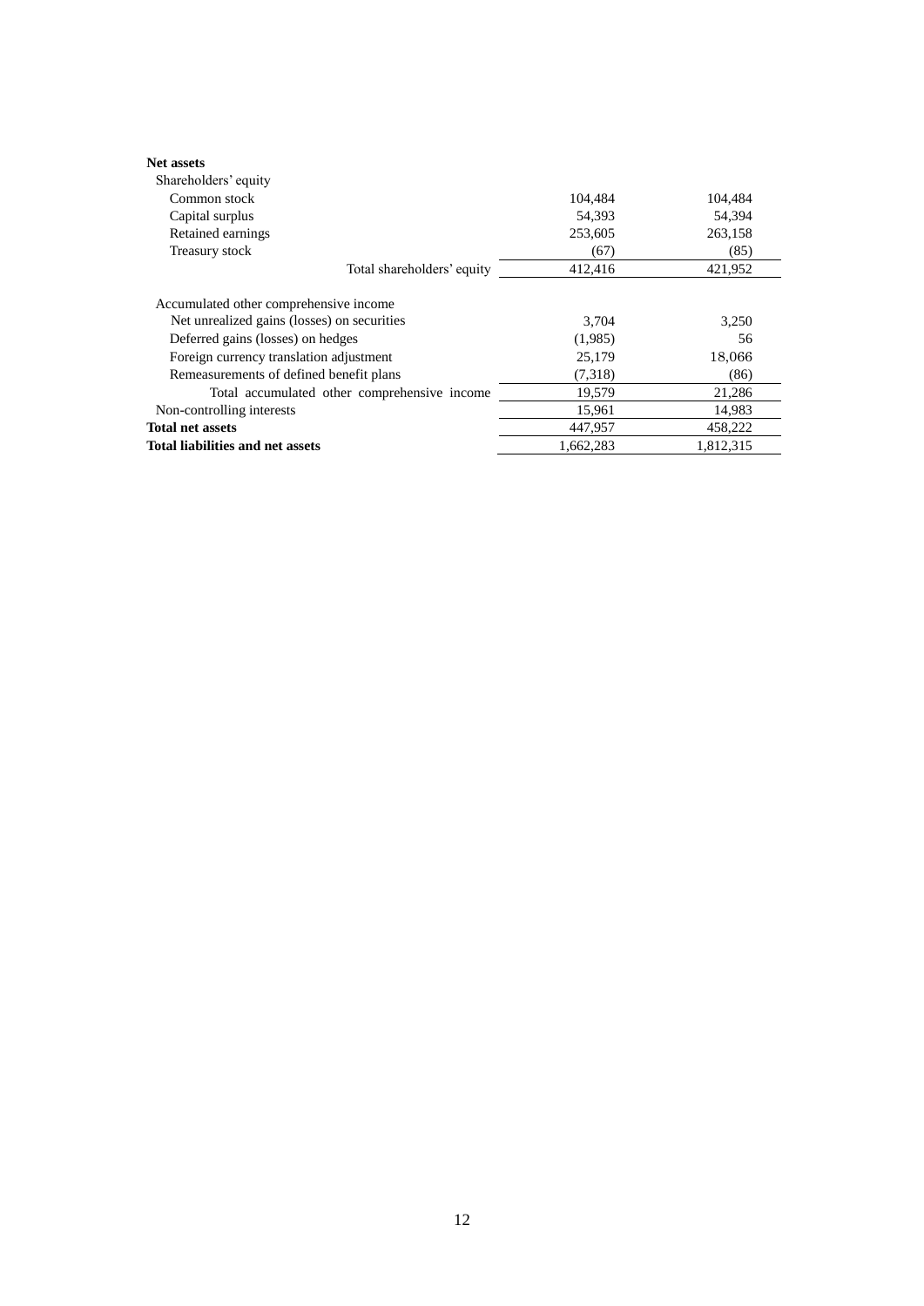| | | |
|---|---|---|
| **Net assets** | | |
| Shareholders' equity | | |
| Common stock | 104,484 | 104,484 |
| Capital surplus | 54,393 | 54,394 |
| Retained earnings | 253,605 | 263,158 |
| Treasury stock | (67) | (85) |
| Total shareholders' equity | 412,416 | 421,952 |
| Accumulated other comprehensive income | | |
| Net unrealized gains (losses) on securities | 3,704 | 3,250 |
| Deferred gains (losses) on hedges | (1,985) | 56 |
| Foreign currency translation adjustment | 25,179 | 18,066 |
| Remeasurements of defined benefit plans | (7,318) | (86) |
| Total accumulated other comprehensive income | 19,579 | 21,286 |
| Non-controlling interests | 15,961 | 14,983 |
| **Total net assets** | 447,957 | 458,222 |
| **Total liabilities and net assets** | 1,662,283 | 1,812,315 |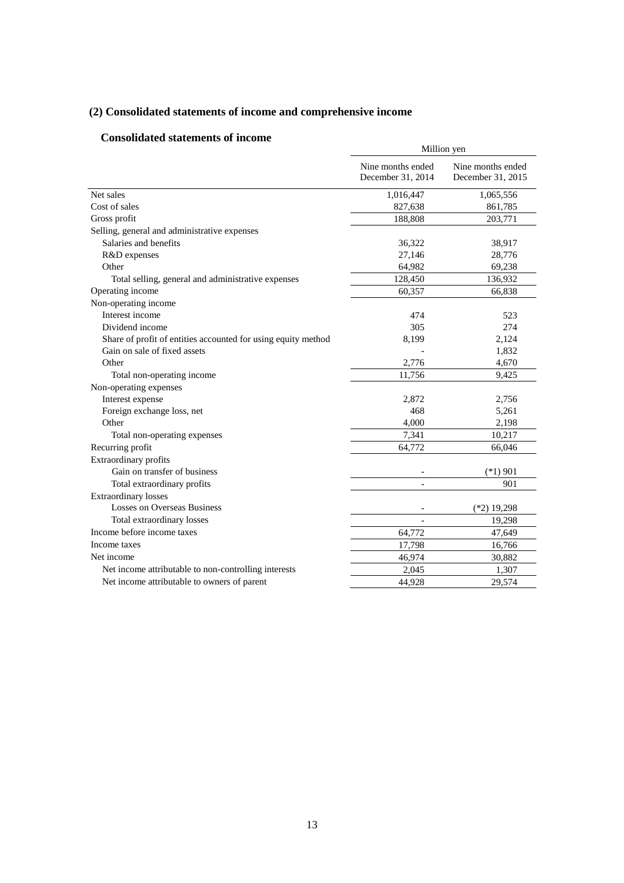## (2) Consolidated statements of income and comprehensive income

### Consolidated statements of income

| | Million yen | |
|---|---|---|
| | Nine months ended December 31, 2014 | Nine months ended December 31, 2015 |
| Net sales | 1,016,447 | 1,065,556 |
| Cost of sales | 827,638 | 861,785 |
| Gross profit | 188,808 | 203,771 |
| Selling, general and administrative expenses | | |
| Salaries and benefits | 36,322 | 38,917 |
| R&D expenses | 27,146 | 28,776 |
| Other | 64,982 | 69,238 |
| Total selling, general and administrative expenses | 128,450 | 136,932 |
| Operating income | 60,357 | 66,838 |
| Non-operating income | | |
| Interest income | 474 | 523 |
| Dividend income | 305 | 274 |
| Share of profit of entities accounted for using equity method | 8,199 | 2,124 |
| Gain on sale of fixed assets | - | 1,832 |
| Other | 2,776 | 4,670 |
| Total non-operating income | 11,756 | 9,425 |
| Non-operating expenses | | |
| Interest expense | 2,872 | 2,756 |
| Foreign exchange loss, net | 468 | 5,261 |
| Other | 4,000 | 2,198 |
| Total non-operating expenses | 7,341 | 10,217 |
| Recurring profit | 64,772 | 66,046 |
| Extraordinary profits | | |
| Gain on transfer of business | - | (*1) 901 |
| Total extraordinary profits | - | 901 |
| Extraordinary losses | | |
| Losses on Overseas Business | - | (*2) 19,298 |
| Total extraordinary losses | - | 19,298 |
| Income before income taxes | 64,772 | 47,649 |
| Income taxes | 17,798 | 16,766 |
| Net income | 46,974 | 30,882 |
| Net income attributable to non-controlling interests | 2,045 | 1,307 |
| Net income attributable to owners of parent | 44,928 | 29,574 |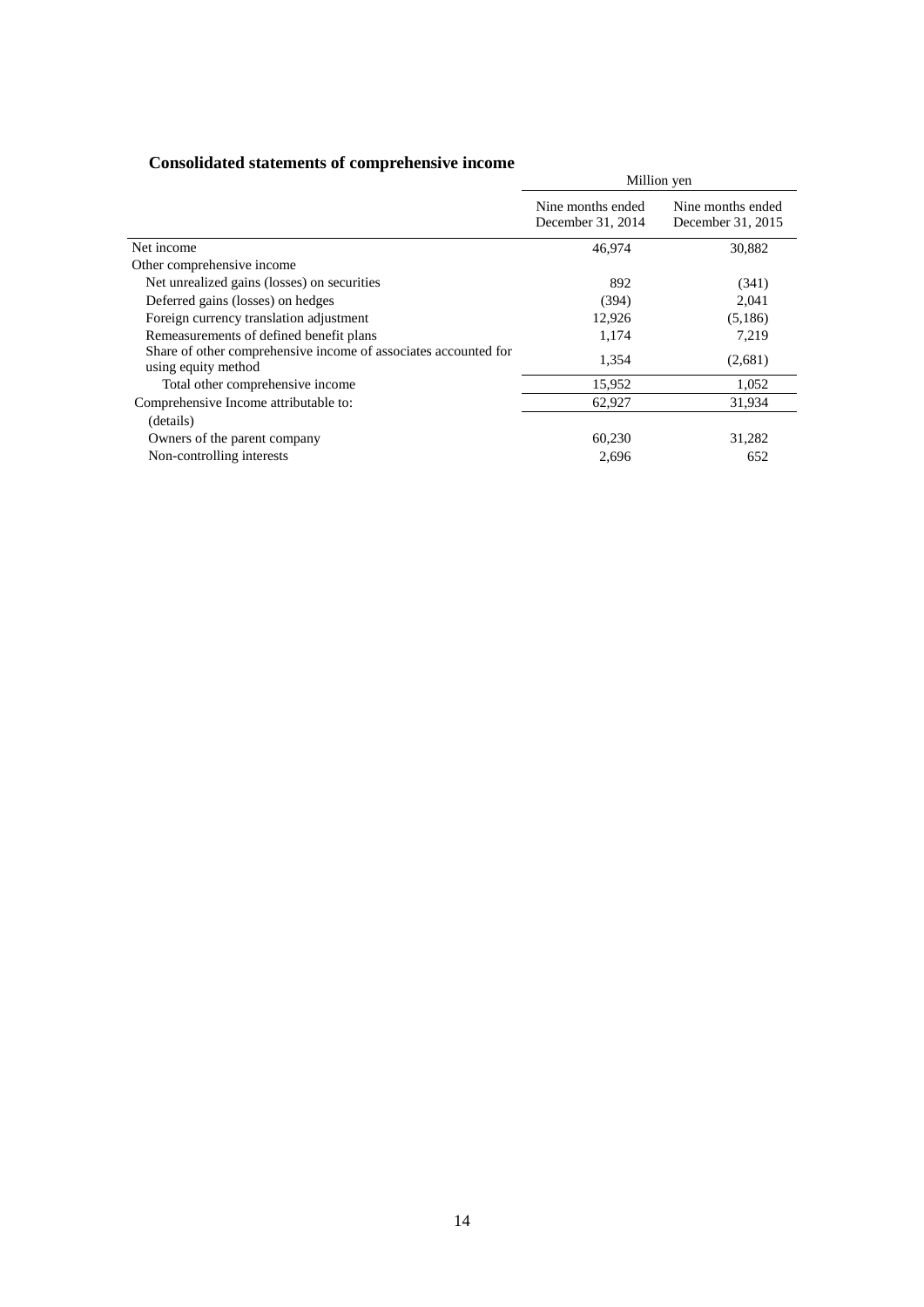## Consolidated statements of comprehensive income

| | Million yen | |
|---|---|---|
| | Nine months ended December 31, 2014 | Nine months ended December 31, 2015 |
| Net income | 46,974 | 30,882 |
| Other comprehensive income | | |
| Net unrealized gains (losses) on securities | 892 | (341) |
| Deferred gains (losses) on hedges | (394) | 2,041 |
| Foreign currency translation adjustment | 12,926 | (5,186) |
| Remeasurements of defined benefit plans | 1,174 | 7,219 |
| Share of other comprehensive income of associates accounted for using equity method | 1,354 | (2,681) |
| Total other comprehensive income | 15,952 | 1,052 |
| Comprehensive Income attributable to: | 62,927 | 31,934 |
| (details) | | |
| Owners of the parent company | 60,230 | 31,282 |
| Non-controlling interests | 2,696 | 652 |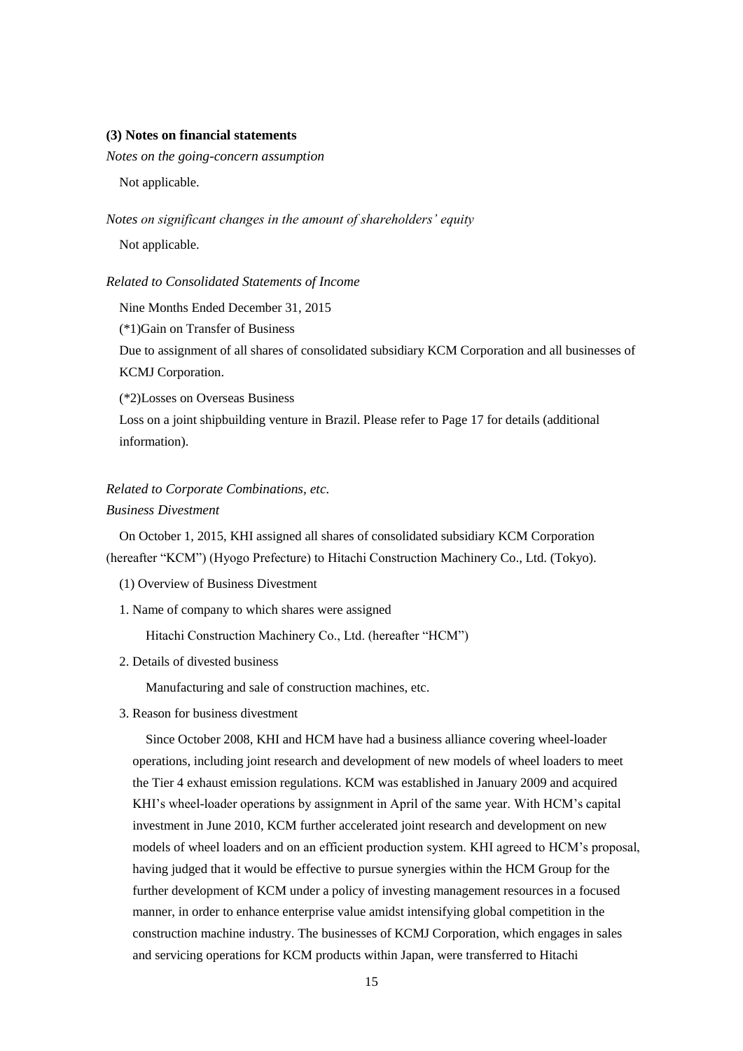### (3) Notes on financial statements

*Notes on the going-concern assumption*

Not applicable.

*Notes on significant changes in the amount of shareholders' equity*

Not applicable.

*Related to Consolidated Statements of Income*

Nine Months Ended December 31, 2015

(*1)Gain on Transfer of Business

Due to assignment of all shares of consolidated subsidiary KCM Corporation and all businesses of KCMJ Corporation.

(*2)Losses on Overseas Business

Loss on a joint shipbuilding venture in Brazil. Please refer to Page 17 for details (additional information).

*Related to Corporate Combinations, etc.*

*Business Divestment*

On October 1, 2015, KHI assigned all shares of consolidated subsidiary KCM Corporation (hereafter "KCM") (Hyogo Prefecture) to Hitachi Construction Machinery Co., Ltd. (Tokyo).

(1) Overview of Business Divestment

1. Name of company to which shares were assigned

   Hitachi Construction Machinery Co., Ltd. (hereafter "HCM")

2. Details of divested business

   Manufacturing and sale of construction machines, etc.

3. Reason for business divestment

   Since October 2008, KHI and HCM have had a business alliance covering wheel-loader operations, including joint research and development of new models of wheel loaders to meet the Tier 4 exhaust emission regulations. KCM was established in January 2009 and acquired KHI's wheel-loader operations by assignment in April of the same year. With HCM's capital investment in June 2010, KCM further accelerated joint research and development on new models of wheel loaders and on an efficient production system. KHI agreed to HCM's proposal, having judged that it would be effective to pursue synergies within the HCM Group for the further development of KCM under a policy of investing management resources in a focused manner, in order to enhance enterprise value amidst intensifying global competition in the construction machine industry. The businesses of KCMJ Corporation, which engages in sales and servicing operations for KCM products within Japan, were transferred to Hitachi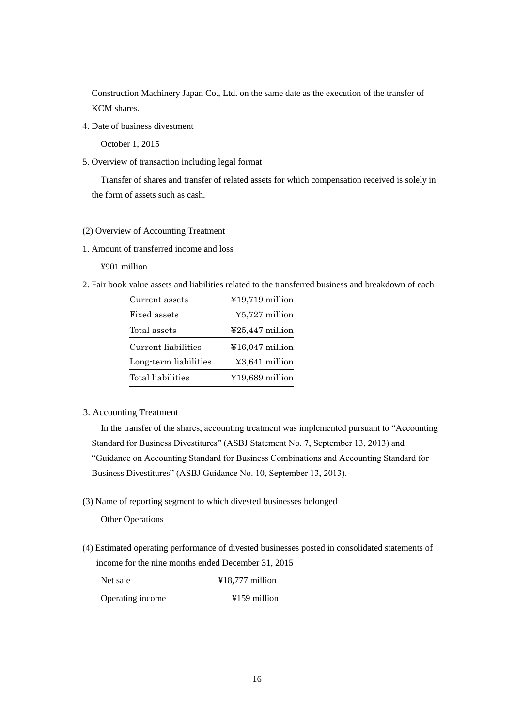Construction Machinery Japan Co., Ltd. on the same date as the execution of the transfer of KCM shares.

4. Date of business divestment

October 1, 2015

5. Overview of transaction including legal format

Transfer of shares and transfer of related assets for which compensation received is solely in the form of assets such as cash.

(2) Overview of Accounting Treatment

1. Amount of transferred income and loss

¥901 million

2. Fair book value assets and liabilities related to the transferred business and breakdown of each

| | |
|---|---|
| Current assets | ¥19,719 million |
| Fixed assets | ¥5,727 million |
| Total assets | ¥25,447 million |
| Current liabilities | ¥16,047 million |
| Long-term liabilities | ¥3,641 million |
| Total liabilities | ¥19,689 million |

3. Accounting Treatment

In the transfer of the shares, accounting treatment was implemented pursuant to "Accounting Standard for Business Divestitures" (ASBJ Statement No. 7, September 13, 2013) and "Guidance on Accounting Standard for Business Combinations and Accounting Standard for Business Divestitures" (ASBJ Guidance No. 10, September 13, 2013).

(3) Name of reporting segment to which divested businesses belonged

Other Operations

(4) Estimated operating performance of divested businesses posted in consolidated statements of income for the nine months ended December 31, 2015

| | |
|---|---|
| Net sale | ¥18,777 million |
| Operating income | ¥159 million |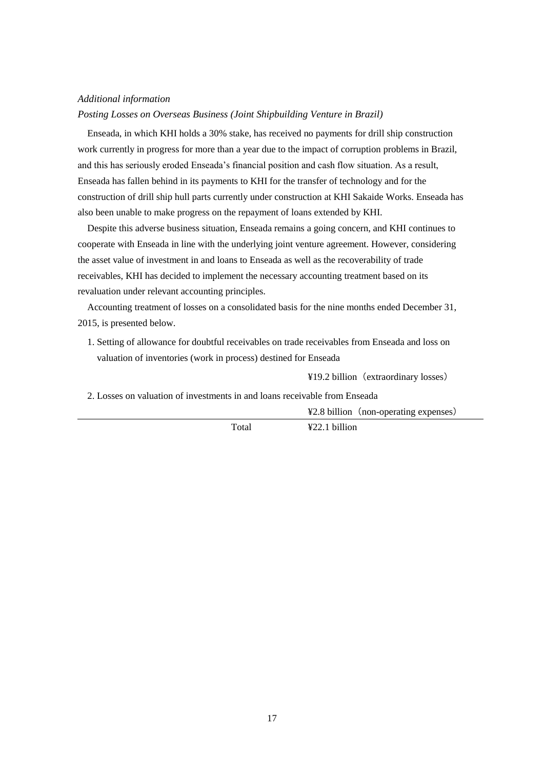*Additional information*

*Posting Losses on Overseas Business (Joint Shipbuilding Venture in Brazil)*

Enseada, in which KHI holds a 30% stake, has received no payments for drill ship construction work currently in progress for more than a year due to the impact of corruption problems in Brazil, and this has seriously eroded Enseada's financial position and cash flow situation. As a result, Enseada has fallen behind in its payments to KHI for the transfer of technology and for the construction of drill ship hull parts currently under construction at KHI Sakaide Works. Enseada has also been unable to make progress on the repayment of loans extended by KHI.

Despite this adverse business situation, Enseada remains a going concern, and KHI continues to cooperate with Enseada in line with the underlying joint venture agreement. However, considering the asset value of investment in and loans to Enseada as well as the recoverability of trade receivables, KHI has decided to implement the necessary accounting treatment based on its revaluation under relevant accounting principles.

Accounting treatment of losses on a consolidated basis for the nine months ended December 31, 2015, is presented below.

1. Setting of allowance for doubtful receivables on trade receivables from Enseada and loss on valuation of inventories (work in process) destined for Enseada

   ¥19.2 billion（extraordinary losses）

2. Losses on valuation of investments in and loans receivable from Enseada

   ¥2.8 billion（non-operating expenses）

| | |
|---|---|
| Total | ¥22.1 billion |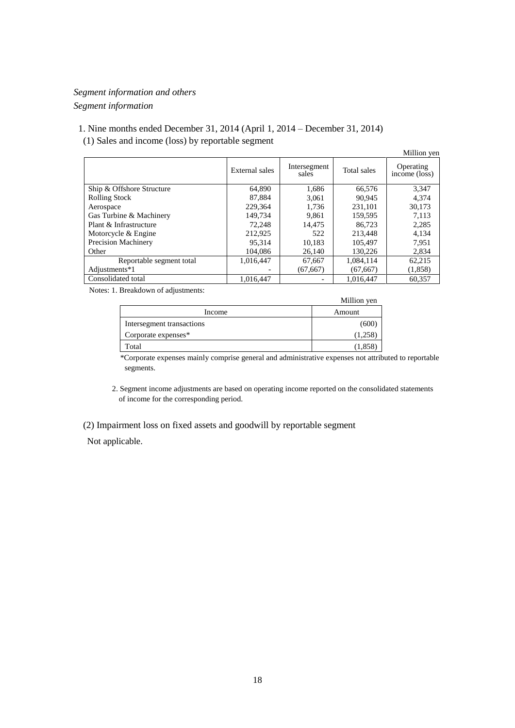*Segment information and others*

*Segment information*

1. Nine months ended December 31, 2014 (April 1, 2014 – December 31, 2014)

(1) Sales and income (loss) by reportable segment

Million yen

| | External sales | Intersegment sales | Total sales | Operating income (loss) |
|---|---|---|---|---|
| Ship & Offshore Structure | 64,890 | 1,686 | 66,576 | 3,347 |
| Rolling Stock | 87,884 | 3,061 | 90,945 | 4,374 |
| Aerospace | 229,364 | 1,736 | 231,101 | 30,173 |
| Gas Turbine & Machinery | 149,734 | 9,861 | 159,595 | 7,113 |
| Plant & Infrastructure | 72,248 | 14,475 | 86,723 | 2,285 |
| Motorcycle & Engine | 212,925 | 522 | 213,448 | 4,134 |
| Precision Machinery | 95,314 | 10,183 | 105,497 | 7,951 |
| Other | 104,086 | 26,140 | 130,226 | 2,834 |
| Reportable segment total | 1,016,447 | 67,667 | 1,084,114 | 62,215 |
| Adjustments*1 | - | (67,667) | (67,667) | (1,858) |
| Consolidated total | 1,016,447 | - | 1,016,447 | 60,357 |

Notes: 1. Breakdown of adjustments:

Million yen

| Income | Amount |
|---|---|
| Intersegment transactions | (600) |
| Corporate expenses* | (1,258) |
| Total | (1,858) |

*Corporate expenses mainly comprise general and administrative expenses not attributed to reportable segments.

2. Segment income adjustments are based on operating income reported on the consolidated statements of income for the corresponding period.

(2) Impairment loss on fixed assets and goodwill by reportable segment

Not applicable.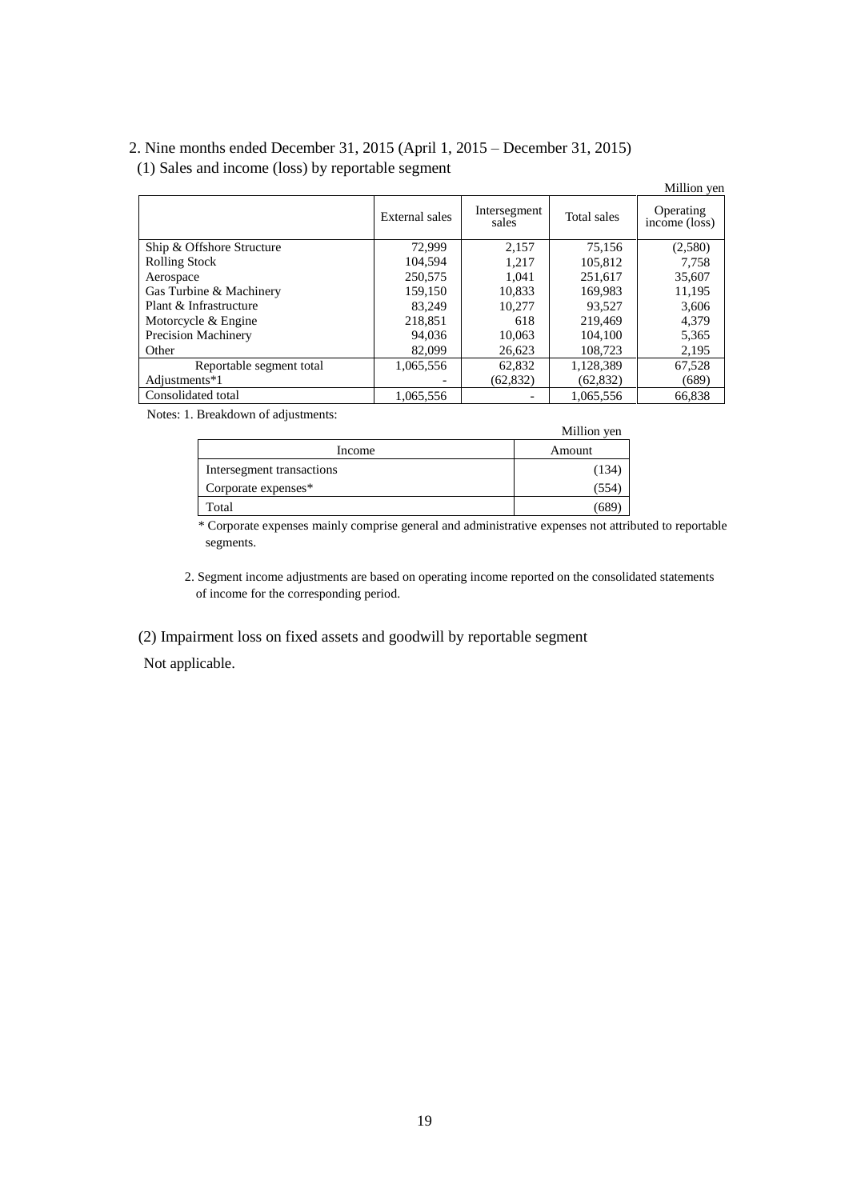2. Nine months ended December 31, 2015 (April 1, 2015 – December 31, 2015)

(1) Sales and income (loss) by reportable segment

Million yen

| | External sales | Intersegment sales | Total sales | Operating income (loss) |
|---|---|---|---|---|
| Ship & Offshore Structure | 72,999 | 2,157 | 75,156 | (2,580) |
| Rolling Stock | 104,594 | 1,217 | 105,812 | 7,758 |
| Aerospace | 250,575 | 1,041 | 251,617 | 35,607 |
| Gas Turbine & Machinery | 159,150 | 10,833 | 169,983 | 11,195 |
| Plant & Infrastructure | 83,249 | 10,277 | 93,527 | 3,606 |
| Motorcycle & Engine | 218,851 | 618 | 219,469 | 4,379 |
| Precision Machinery | 94,036 | 10,063 | 104,100 | 5,365 |
| Other | 82,099 | 26,623 | 108,723 | 2,195 |
| Reportable segment total | 1,065,556 | 62,832 | 1,128,389 | 67,528 |
| Adjustments*1 | - | (62,832) | (62,832) | (689) |
| Consolidated total | 1,065,556 | - | 1,065,556 | 66,838 |

Notes: 1. Breakdown of adjustments:

Million yen

| Income | Amount |
|---|---|
| Intersegment transactions | (134) |
| Corporate expenses* | (554) |
| Total | (689) |

\* Corporate expenses mainly comprise general and administrative expenses not attributed to reportable segments.

2. Segment income adjustments are based on operating income reported on the consolidated statements of income for the corresponding period.

(2) Impairment loss on fixed assets and goodwill by reportable segment

Not applicable.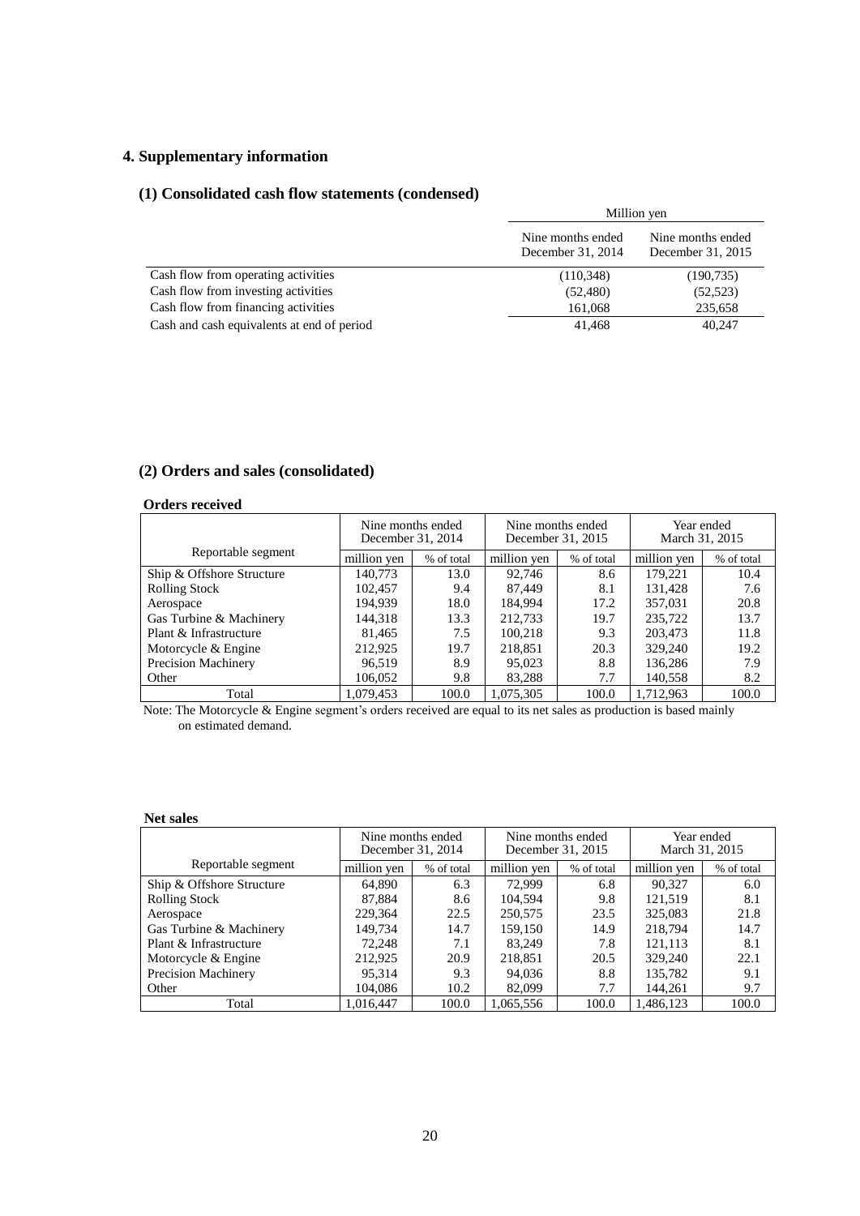## 4. Supplementary information

### (1) Consolidated cash flow statements (condensed)

| | Million yen | |
|---|---|---|
| | Nine months ended December 31, 2014 | Nine months ended December 31, 2015 |
| Cash flow from operating activities | (110,348) | (190,735) |
| Cash flow from investing activities | (52,480) | (52,523) |
| Cash flow from financing activities | 161,068 | 235,658 |
| Cash and cash equivalents at end of period | 41,468 | 40,247 |

### (2) Orders and sales (consolidated)

**Orders received**

| Reportable segment | Nine months ended December 31, 2014 | | Nine months ended December 31, 2015 | | Year ended March 31, 2015 | |
|---|---|---|---|---|---|---|
| | million yen | % of total | million yen | % of total | million yen | % of total |
| Ship & Offshore Structure | 140,773 | 13.0 | 92,746 | 8.6 | 179,221 | 10.4 |
| Rolling Stock | 102,457 | 9.4 | 87,449 | 8.1 | 131,428 | 7.6 |
| Aerospace | 194,939 | 18.0 | 184,994 | 17.2 | 357,031 | 20.8 |
| Gas Turbine & Machinery | 144,318 | 13.3 | 212,733 | 19.7 | 235,722 | 13.7 |
| Plant & Infrastructure | 81,465 | 7.5 | 100,218 | 9.3 | 203,473 | 11.8 |
| Motorcycle & Engine | 212,925 | 19.7 | 218,851 | 20.3 | 329,240 | 19.2 |
| Precision Machinery | 96,519 | 8.9 | 95,023 | 8.8 | 136,286 | 7.9 |
| Other | 106,052 | 9.8 | 83,288 | 7.7 | 140,558 | 8.2 |
| Total | 1,079,453 | 100.0 | 1,075,305 | 100.0 | 1,712,963 | 100.0 |

Note: The Motorcycle & Engine segment's orders received are equal to its net sales as production is based mainly on estimated demand.

**Net sales**

| Reportable segment | Nine months ended December 31, 2014 | | Nine months ended December 31, 2015 | | Year ended March 31, 2015 | |
|---|---|---|---|---|---|---|
| | million yen | % of total | million yen | % of total | million yen | % of total |
| Ship & Offshore Structure | 64,890 | 6.3 | 72,999 | 6.8 | 90,327 | 6.0 |
| Rolling Stock | 87,884 | 8.6 | 104,594 | 9.8 | 121,519 | 8.1 |
| Aerospace | 229,364 | 22.5 | 250,575 | 23.5 | 325,083 | 21.8 |
| Gas Turbine & Machinery | 149,734 | 14.7 | 159,150 | 14.9 | 218,794 | 14.7 |
| Plant & Infrastructure | 72,248 | 7.1 | 83,249 | 7.8 | 121,113 | 8.1 |
| Motorcycle & Engine | 212,925 | 20.9 | 218,851 | 20.5 | 329,240 | 22.1 |
| Precision Machinery | 95,314 | 9.3 | 94,036 | 8.8 | 135,782 | 9.1 |
| Other | 104,086 | 10.2 | 82,099 | 7.7 | 144,261 | 9.7 |
| Total | 1,016,447 | 100.0 | 1,065,556 | 100.0 | 1,486,123 | 100.0 |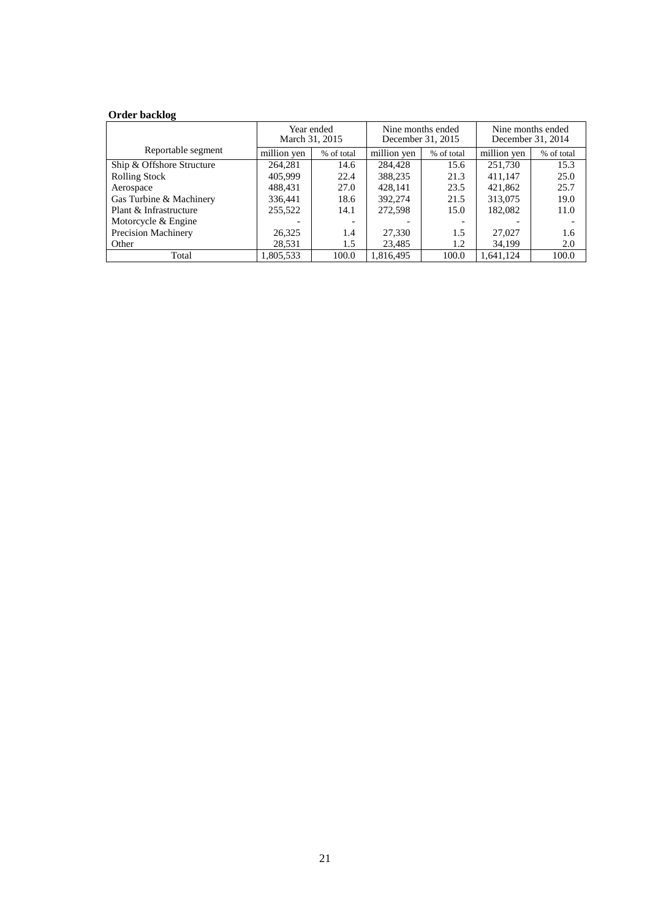**Order backlog**

| Reportable segment | Year ended March 31, 2015 | | Nine months ended December 31, 2015 | | Nine months ended December 31, 2014 | |
|---|---|---|---|---|---|---|
| | million yen | % of total | million yen | % of total | million yen | % of total |
| Ship & Offshore Structure | 264,281 | 14.6 | 284,428 | 15.6 | 251,730 | 15.3 |
| Rolling Stock | 405,999 | 22.4 | 388,235 | 21.3 | 411,147 | 25.0 |
| Aerospace | 488,431 | 27.0 | 428,141 | 23.5 | 421,862 | 25.7 |
| Gas Turbine & Machinery | 336,441 | 18.6 | 392,274 | 21.5 | 313,075 | 19.0 |
| Plant & Infrastructure | 255,522 | 14.1 | 272,598 | 15.0 | 182,082 | 11.0 |
| Motorcycle & Engine | - | - | - | - | - | - |
| Precision Machinery | 26,325 | 1.4 | 27,330 | 1.5 | 27,027 | 1.6 |
| Other | 28,531 | 1.5 | 23,485 | 1.2 | 34,199 | 2.0 |
| Total | 1,805,533 | 100.0 | 1,816,495 | 100.0 | 1,641,124 | 100.0 |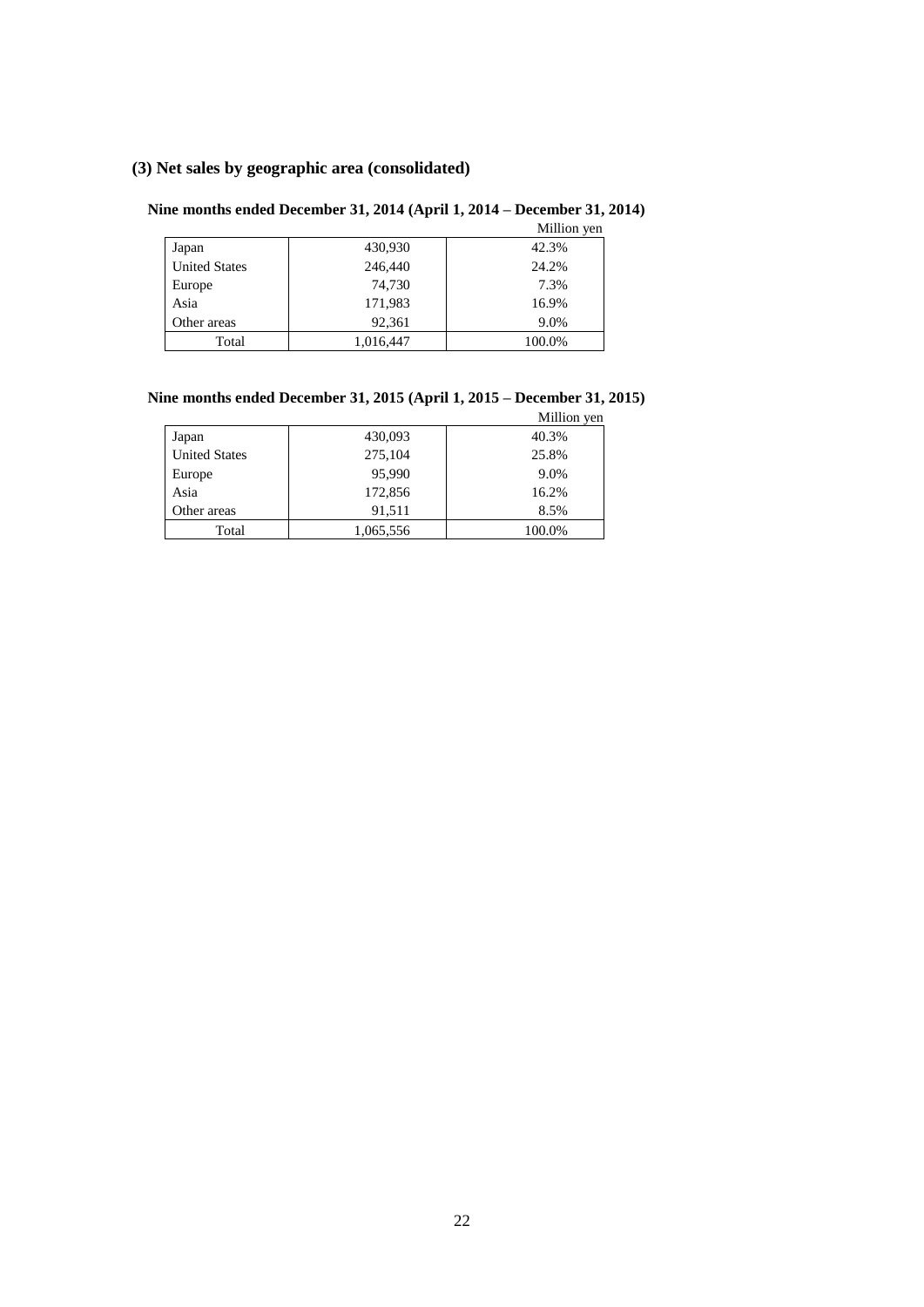### (3) Net sales by geographic area (consolidated)

**Nine months ended December 31, 2014 (April 1, 2014 – December 31, 2014)**

Million yen

| | | |
|---|---|---|
| Japan | 430,930 | 42.3% |
| United States | 246,440 | 24.2% |
| Europe | 74,730 | 7.3% |
| Asia | 171,983 | 16.9% |
| Other areas | 92,361 | 9.0% |
| Total | 1,016,447 | 100.0% |

**Nine months ended December 31, 2015 (April 1, 2015 – December 31, 2015)**

Million yen

| | | |
|---|---|---|
| Japan | 430,093 | 40.3% |
| United States | 275,104 | 25.8% |
| Europe | 95,990 | 9.0% |
| Asia | 172,856 | 16.2% |
| Other areas | 91,511 | 8.5% |
| Total | 1,065,556 | 100.0% |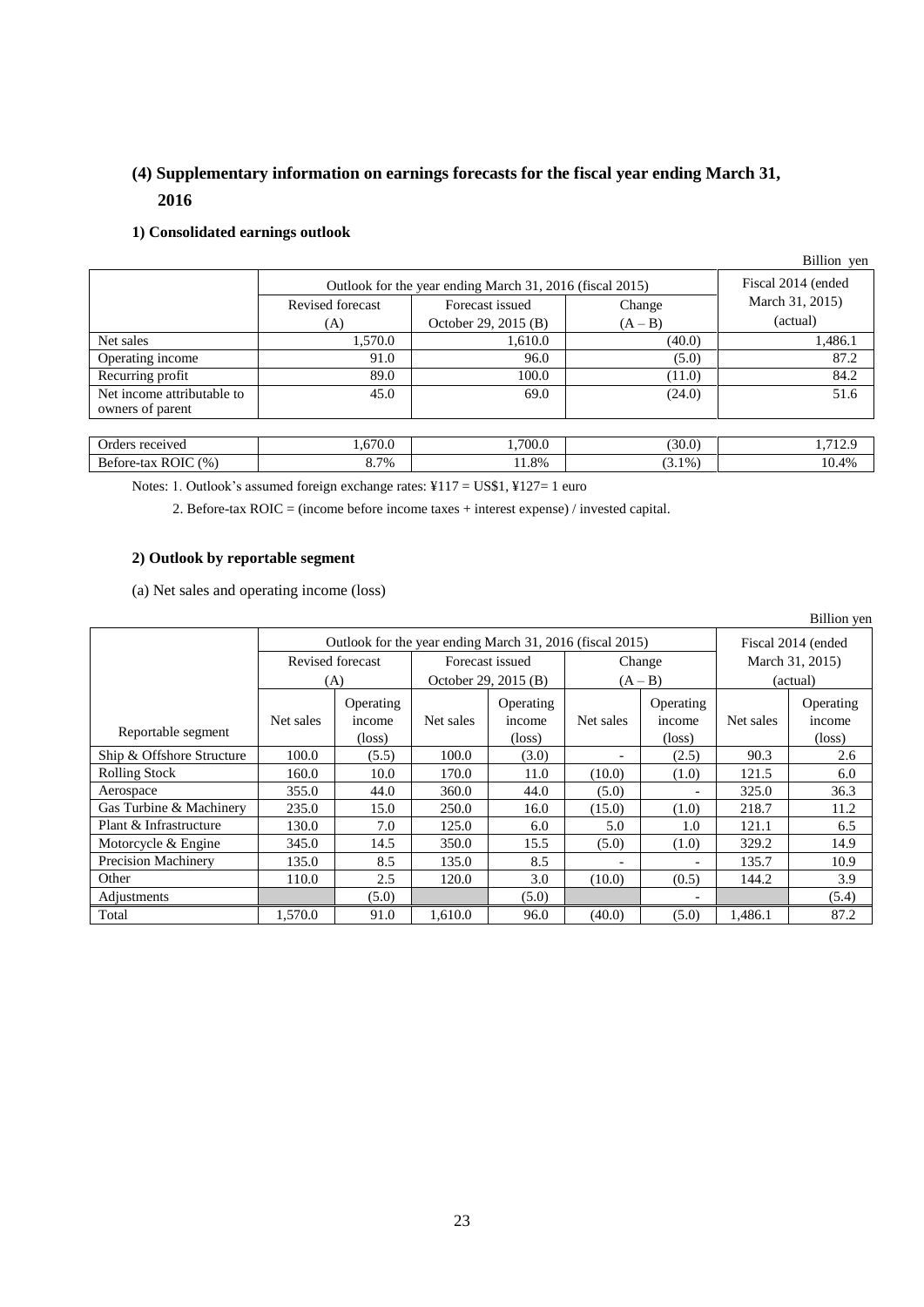## (4) Supplementary information on earnings forecasts for the fiscal year ending March 31, 2016

### 1) Consolidated earnings outlook

Billion yen

| | Outlook for the year ending March 31, 2016 (fiscal 2015) | | | Fiscal 2014 (ended March 31, 2015) (actual) |
|---|---|---|---|---|
| | Revised forecast (A) | Forecast issued October 29, 2015 (B) | Change (A – B) | |
| Net sales | 1,570.0 | 1,610.0 | (40.0) | 1,486.1 |
| Operating income | 91.0 | 96.0 | (5.0) | 87.2 |
| Recurring profit | 89.0 | 100.0 | (11.0) | 84.2 |
| Net income attributable to owners of parent | 45.0 | 69.0 | (24.0) | 51.6 |
| | | | | |
| Orders received | 1,670.0 | 1,700.0 | (30.0) | 1,712.9 |
| Before-tax ROIC (%) | 8.7% | 11.8% | (3.1%) | 10.4% |

Notes: 1. Outlook's assumed foreign exchange rates: ¥117 = US$1, ¥127= 1 euro

2. Before-tax ROIC = (income before income taxes + interest expense) / invested capital.

### 2) Outlook by reportable segment

(a) Net sales and operating income (loss)

Billion yen

| | Outlook for the year ending March 31, 2016 (fiscal 2015) | | | | | | Fiscal 2014 (ended March 31, 2015) (actual) | |
|---|---|---|---|---|---|---|---|---|
| | Revised forecast (A) | | Forecast issued October 29, 2015 (B) | | Change (A – B) | | | |
| Reportable segment | Net sales | Operating income (loss) | Net sales | Operating income (loss) | Net sales | Operating income (loss) | Net sales | Operating income (loss) |
| Ship & Offshore Structure | 100.0 | (5.5) | 100.0 | (3.0) | - | (2.5) | 90.3 | 2.6 |
| Rolling Stock | 160.0 | 10.0 | 170.0 | 11.0 | (10.0) | (1.0) | 121.5 | 6.0 |
| Aerospace | 355.0 | 44.0 | 360.0 | 44.0 | (5.0) | - | 325.0 | 36.3 |
| Gas Turbine & Machinery | 235.0 | 15.0 | 250.0 | 16.0 | (15.0) | (1.0) | 218.7 | 11.2 |
| Plant & Infrastructure | 130.0 | 7.0 | 125.0 | 6.0 | 5.0 | 1.0 | 121.1 | 6.5 |
| Motorcycle & Engine | 345.0 | 14.5 | 350.0 | 15.5 | (5.0) | (1.0) | 329.2 | 14.9 |
| Precision Machinery | 135.0 | 8.5 | 135.0 | 8.5 | - | - | 135.7 | 10.9 |
| Other | 110.0 | 2.5 | 120.0 | 3.0 | (10.0) | (0.5) | 144.2 | 3.9 |
| Adjustments | | (5.0) | | (5.0) | | - | | (5.4) |
| Total | 1,570.0 | 91.0 | 1,610.0 | 96.0 | (40.0) | (5.0) | 1,486.1 | 87.2 |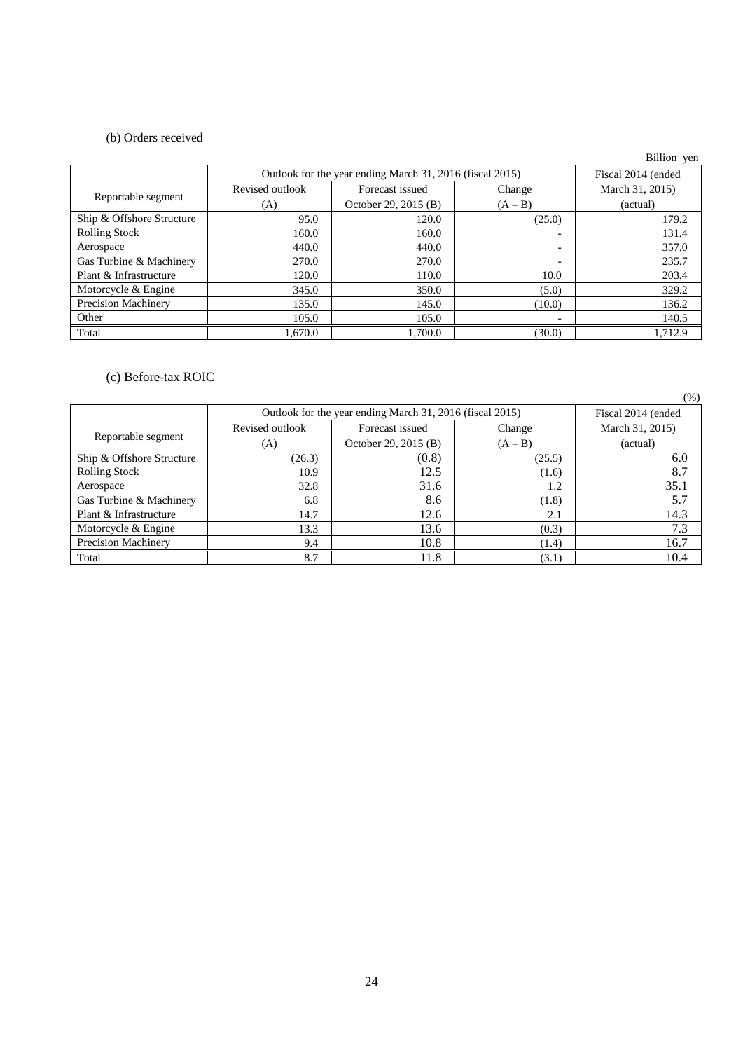(b) Orders received

Billion yen

| Reportable segment | Outlook for the year ending March 31, 2016 (fiscal 2015) | | | Fiscal 2014 (ended March 31, 2015) (actual) |
|---|---|---|---|---|
| | Revised outlook (A) | Forecast issued October 29, 2015 (B) | Change (A – B) | |
| Ship & Offshore Structure | 95.0 | 120.0 | (25.0) | 179.2 |
| Rolling Stock | 160.0 | 160.0 | - | 131.4 |
| Aerospace | 440.0 | 440.0 | - | 357.0 |
| Gas Turbine & Machinery | 270.0 | 270.0 | - | 235.7 |
| Plant & Infrastructure | 120.0 | 110.0 | 10.0 | 203.4 |
| Motorcycle & Engine | 345.0 | 350.0 | (5.0) | 329.2 |
| Precision Machinery | 135.0 | 145.0 | (10.0) | 136.2 |
| Other | 105.0 | 105.0 | - | 140.5 |
| Total | 1,670.0 | 1,700.0 | (30.0) | 1,712.9 |

(c) Before-tax ROIC

(%)

| Reportable segment | Outlook for the year ending March 31, 2016 (fiscal 2015) | | | Fiscal 2014 (ended March 31, 2015) (actual) |
|---|---|---|---|---|
| | Revised outlook (A) | Forecast issued October 29, 2015 (B) | Change (A – B) | |
| Ship & Offshore Structure | (26.3) | (0.8) | (25.5) | 6.0 |
| Rolling Stock | 10.9 | 12.5 | (1.6) | 8.7 |
| Aerospace | 32.8 | 31.6 | 1.2 | 35.1 |
| Gas Turbine & Machinery | 6.8 | 8.6 | (1.8) | 5.7 |
| Plant & Infrastructure | 14.7 | 12.6 | 2.1 | 14.3 |
| Motorcycle & Engine | 13.3 | 13.6 | (0.3) | 7.3 |
| Precision Machinery | 9.4 | 10.8 | (1.4) | 16.7 |
| Total | 8.7 | 11.8 | (3.1) | 10.4 |